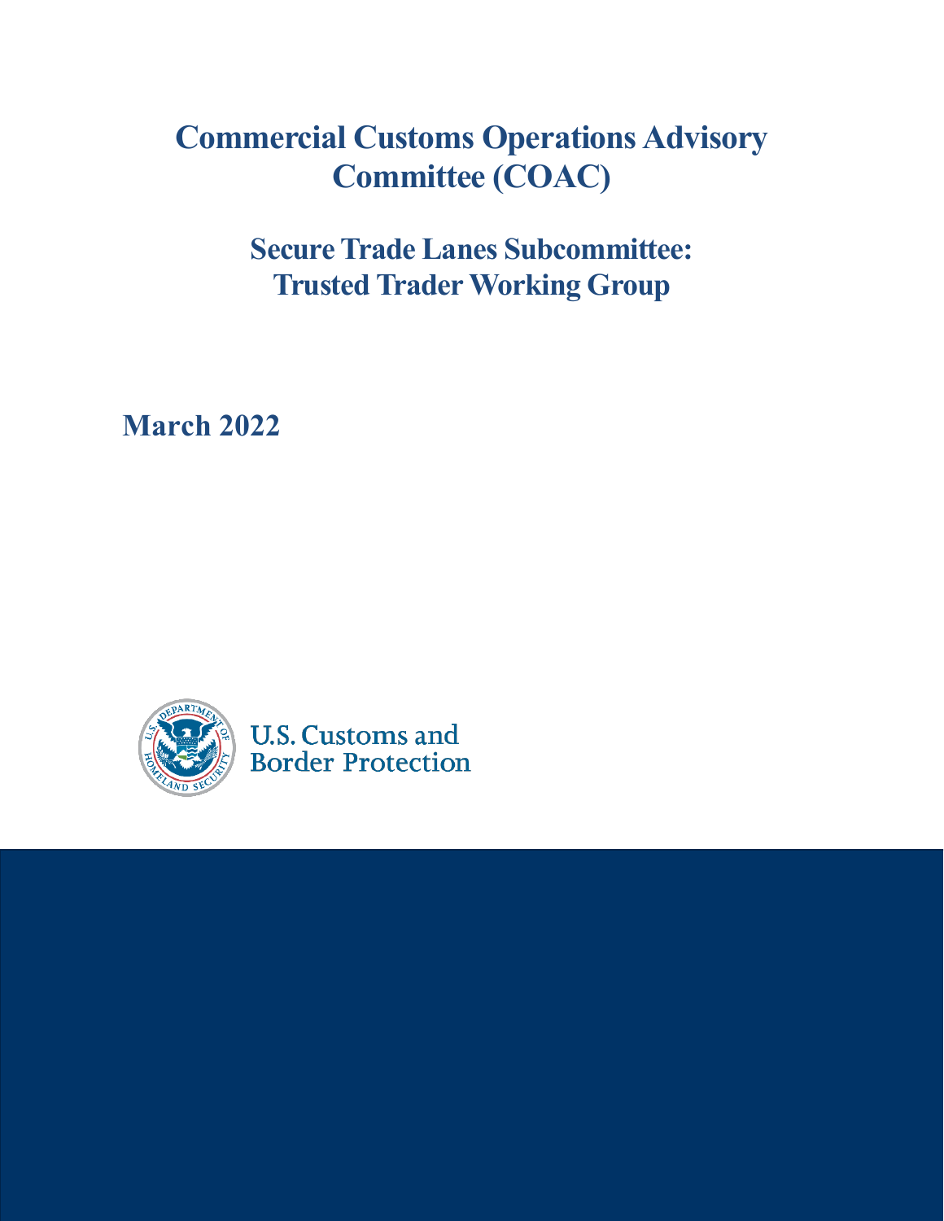# Commercial Customs Operations Advisory Committee (COAC)

## Secure Trade Lanes Subcommittee: Trusted Trader Working Group

**March 2022**

U.S. Customs and Border Protection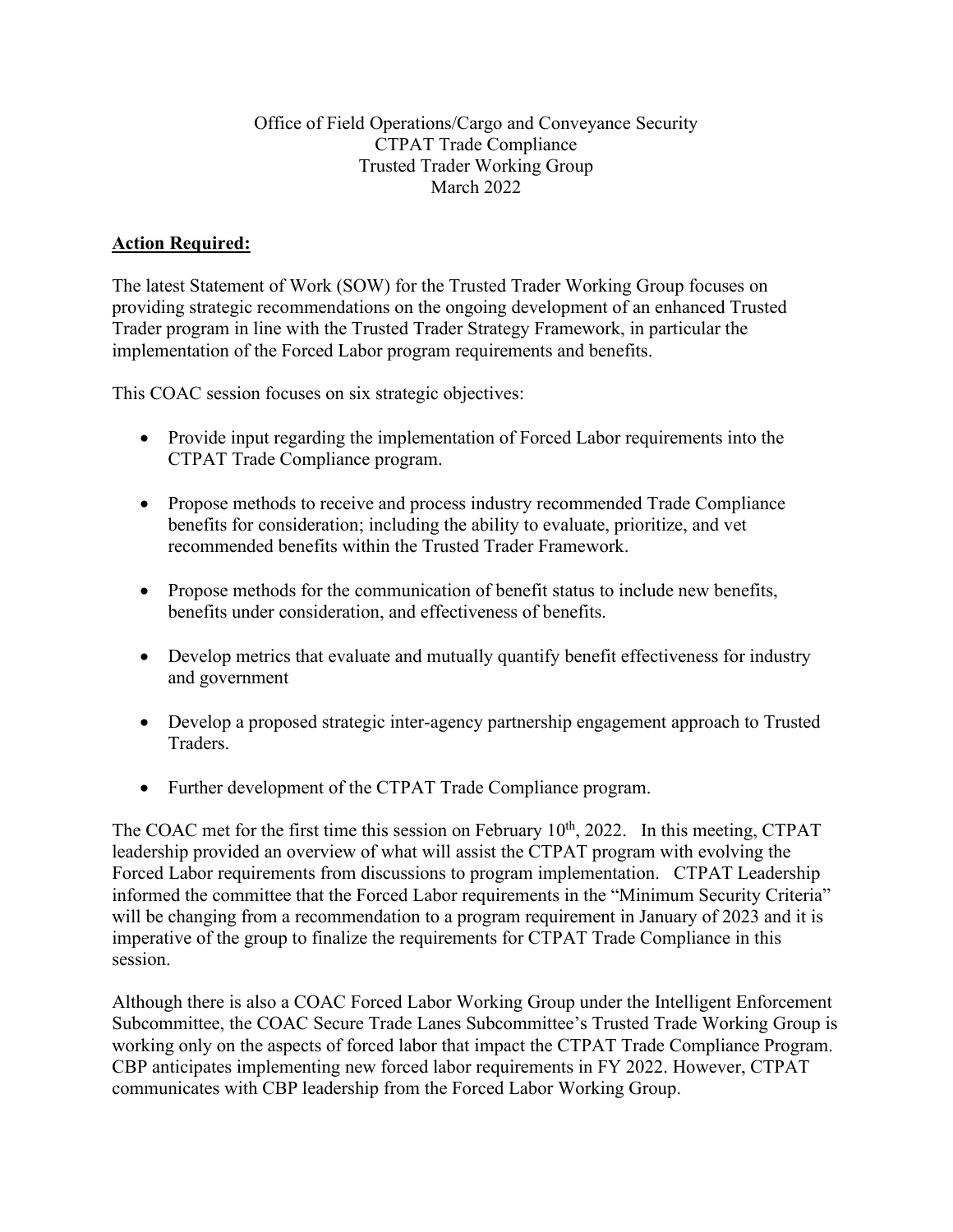Office of Field Operations/Cargo and Conveyance Security
CTPAT Trade Compliance
Trusted Trader Working Group
March 2022

**Action Required:**

The latest Statement of Work (SOW) for the Trusted Trader Working Group focuses on providing strategic recommendations on the ongoing development of an enhanced Trusted Trader program in line with the Trusted Trader Strategy Framework, in particular the implementation of the Forced Labor program requirements and benefits.

This COAC session focuses on six strategic objectives:

- Provide input regarding the implementation of Forced Labor requirements into the CTPAT Trade Compliance program.
- Propose methods to receive and process industry recommended Trade Compliance benefits for consideration; including the ability to evaluate, prioritize, and vet recommended benefits within the Trusted Trader Framework.
- Propose methods for the communication of benefit status to include new benefits, benefits under consideration, and effectiveness of benefits.
- Develop metrics that evaluate and mutually quantify benefit effectiveness for industry and government
- Develop a proposed strategic inter-agency partnership engagement approach to Trusted Traders.
- Further development of the CTPAT Trade Compliance program.

The COAC met for the first time this session on February 10th, 2022. In this meeting, CTPAT leadership provided an overview of what will assist the CTPAT program with evolving the Forced Labor requirements from discussions to program implementation. CTPAT Leadership informed the committee that the Forced Labor requirements in the "Minimum Security Criteria" will be changing from a recommendation to a program requirement in January of 2023 and it is imperative of the group to finalize the requirements for CTPAT Trade Compliance in this session.

Although there is also a COAC Forced Labor Working Group under the Intelligent Enforcement Subcommittee, the COAC Secure Trade Lanes Subcommittee's Trusted Trade Working Group is working only on the aspects of forced labor that impact the CTPAT Trade Compliance Program. CBP anticipates implementing new forced labor requirements in FY 2022. However, CTPAT communicates with CBP leadership from the Forced Labor Working Group.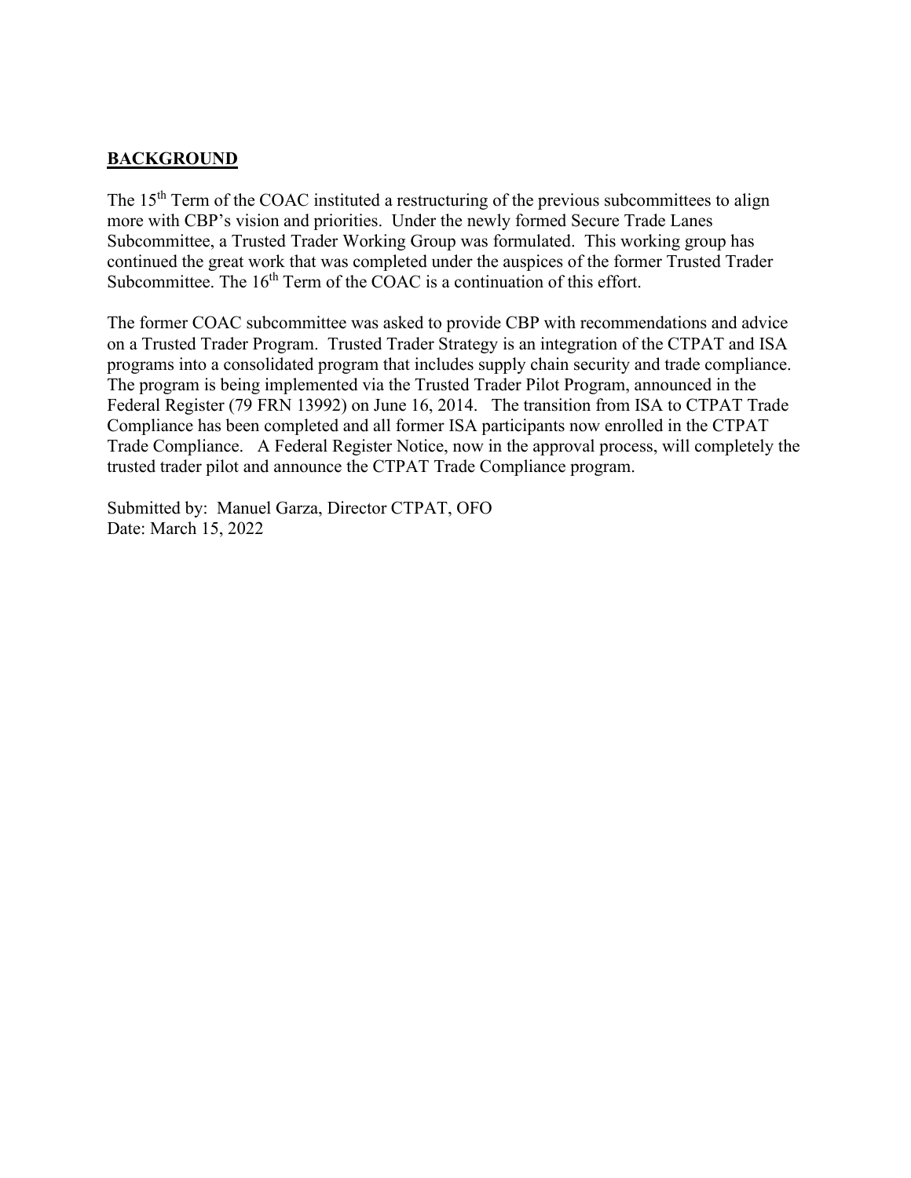## **BACKGROUND**

The 15th Term of the COAC instituted a restructuring of the previous subcommittees to align more with CBP's vision and priorities. Under the newly formed Secure Trade Lanes Subcommittee, a Trusted Trader Working Group was formulated. This working group has continued the great work that was completed under the auspices of the former Trusted Trader Subcommittee. The 16th Term of the COAC is a continuation of this effort.

The former COAC subcommittee was asked to provide CBP with recommendations and advice on a Trusted Trader Program. Trusted Trader Strategy is an integration of the CTPAT and ISA programs into a consolidated program that includes supply chain security and trade compliance. The program is being implemented via the Trusted Trader Pilot Program, announced in the Federal Register (79 FRN 13992) on June 16, 2014. The transition from ISA to CTPAT Trade Compliance has been completed and all former ISA participants now enrolled in the CTPAT Trade Compliance. A Federal Register Notice, now in the approval process, will completely the trusted trader pilot and announce the CTPAT Trade Compliance program.

Submitted by: Manuel Garza, Director CTPAT, OFO
Date: March 15, 2022